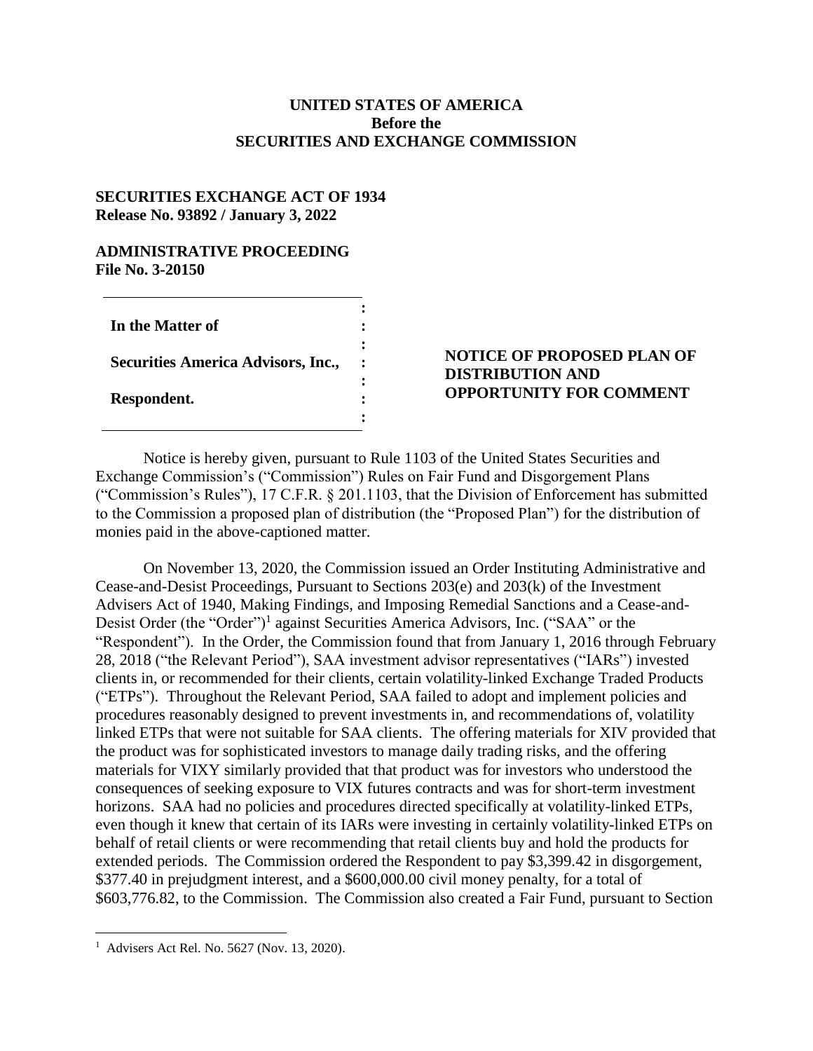**UNITED STATES OF AMERICA**
**Before the**
**SECURITIES AND EXCHANGE COMMISSION**

**SECURITIES EXCHANGE ACT OF 1934**
**Release No. 93892 / January 3, 2022**

**ADMINISTRATIVE PROCEEDING**
**File No. 3-20150**

| | |
|---|---|
| **In the Matter of** | |
| **Securities America Advisors, Inc.,** | **NOTICE OF PROPOSED PLAN OF DISTRIBUTION AND OPPORTUNITY FOR COMMENT** |
| **Respondent.** | |

Notice is hereby given, pursuant to Rule 1103 of the United States Securities and Exchange Commission's ("Commission") Rules on Fair Fund and Disgorgement Plans ("Commission's Rules"), 17 C.F.R. § 201.1103, that the Division of Enforcement has submitted to the Commission a proposed plan of distribution (the "Proposed Plan") for the distribution of monies paid in the above-captioned matter.

On November 13, 2020, the Commission issued an Order Instituting Administrative and Cease-and-Desist Proceedings, Pursuant to Sections 203(e) and 203(k) of the Investment Advisers Act of 1940, Making Findings, and Imposing Remedial Sanctions and a Cease-and-Desist Order (the "Order")[1] against Securities America Advisors, Inc. ("SAA" or the "Respondent"). In the Order, the Commission found that from January 1, 2016 through February 28, 2018 ("the Relevant Period"), SAA investment advisor representatives ("IARs") invested clients in, or recommended for their clients, certain volatility-linked Exchange Traded Products ("ETPs"). Throughout the Relevant Period, SAA failed to adopt and implement policies and procedures reasonably designed to prevent investments in, and recommendations of, volatility linked ETPs that were not suitable for SAA clients. The offering materials for XIV provided that the product was for sophisticated investors to manage daily trading risks, and the offering materials for VIXY similarly provided that that product was for investors who understood the consequences of seeking exposure to VIX futures contracts and was for short-term investment horizons. SAA had no policies and procedures directed specifically at volatility-linked ETPs, even though it knew that certain of its IARs were investing in certainly volatility-linked ETPs on behalf of retail clients or were recommending that retail clients buy and hold the products for extended periods. The Commission ordered the Respondent to pay $3,399.42 in disgorgement, $377.40 in prejudgment interest, and a $600,000.00 civil money penalty, for a total of $603,776.82, to the Commission. The Commission also created a Fair Fund, pursuant to Section

[1] Advisers Act Rel. No. 5627 (Nov. 13, 2020).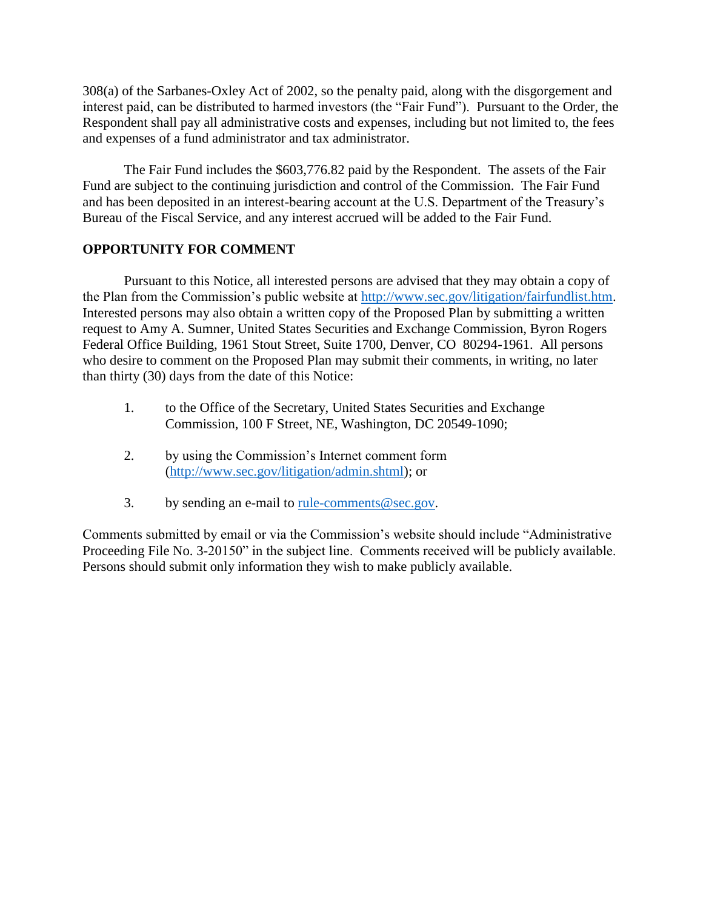308(a) of the Sarbanes-Oxley Act of 2002, so the penalty paid, along with the disgorgement and interest paid, can be distributed to harmed investors (the "Fair Fund"). Pursuant to the Order, the Respondent shall pay all administrative costs and expenses, including but not limited to, the fees and expenses of a fund administrator and tax administrator.

The Fair Fund includes the $603,776.82 paid by the Respondent. The assets of the Fair Fund are subject to the continuing jurisdiction and control of the Commission. The Fair Fund and has been deposited in an interest-bearing account at the U.S. Department of the Treasury's Bureau of the Fiscal Service, and any interest accrued will be added to the Fair Fund.

**OPPORTUNITY FOR COMMENT**

Pursuant to this Notice, all interested persons are advised that they may obtain a copy of the Plan from the Commission's public website at http://www.sec.gov/litigation/fairfundlist.htm. Interested persons may also obtain a written copy of the Proposed Plan by submitting a written request to Amy A. Sumner, United States Securities and Exchange Commission, Byron Rogers Federal Office Building, 1961 Stout Street, Suite 1700, Denver, CO 80294-1961. All persons who desire to comment on the Proposed Plan may submit their comments, in writing, no later than thirty (30) days from the date of this Notice:

1. to the Office of the Secretary, United States Securities and Exchange Commission, 100 F Street, NE, Washington, DC 20549-1090;

2. by using the Commission's Internet comment form (http://www.sec.gov/litigation/admin.shtml); or

3. by sending an e-mail to rule-comments@sec.gov.

Comments submitted by email or via the Commission's website should include "Administrative Proceeding File No. 3-20150" in the subject line. Comments received will be publicly available. Persons should submit only information they wish to make publicly available.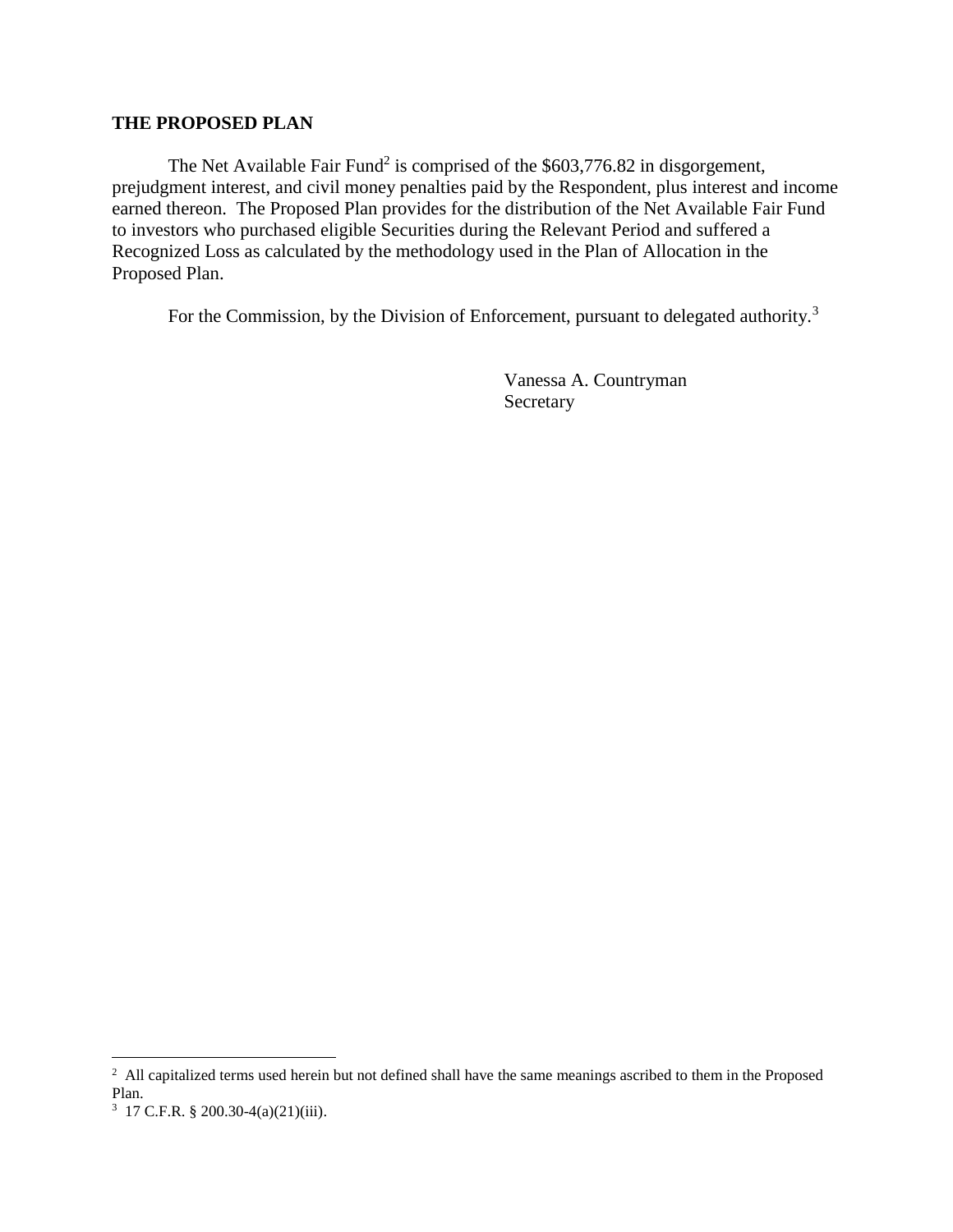**THE PROPOSED PLAN**

The Net Available Fair Fund[2] is comprised of the $603,776.82 in disgorgement, prejudgment interest, and civil money penalties paid by the Respondent, plus interest and income earned thereon. The Proposed Plan provides for the distribution of the Net Available Fair Fund to investors who purchased eligible Securities during the Relevant Period and suffered a Recognized Loss as calculated by the methodology used in the Plan of Allocation in the Proposed Plan.

For the Commission, by the Division of Enforcement, pursuant to delegated authority.[3]

Vanessa A. Countryman
Secretary

---

[2] All capitalized terms used herein but not defined shall have the same meanings ascribed to them in the Proposed Plan.

[3] 17 C.F.R. § 200.30-4(a)(21)(iii).